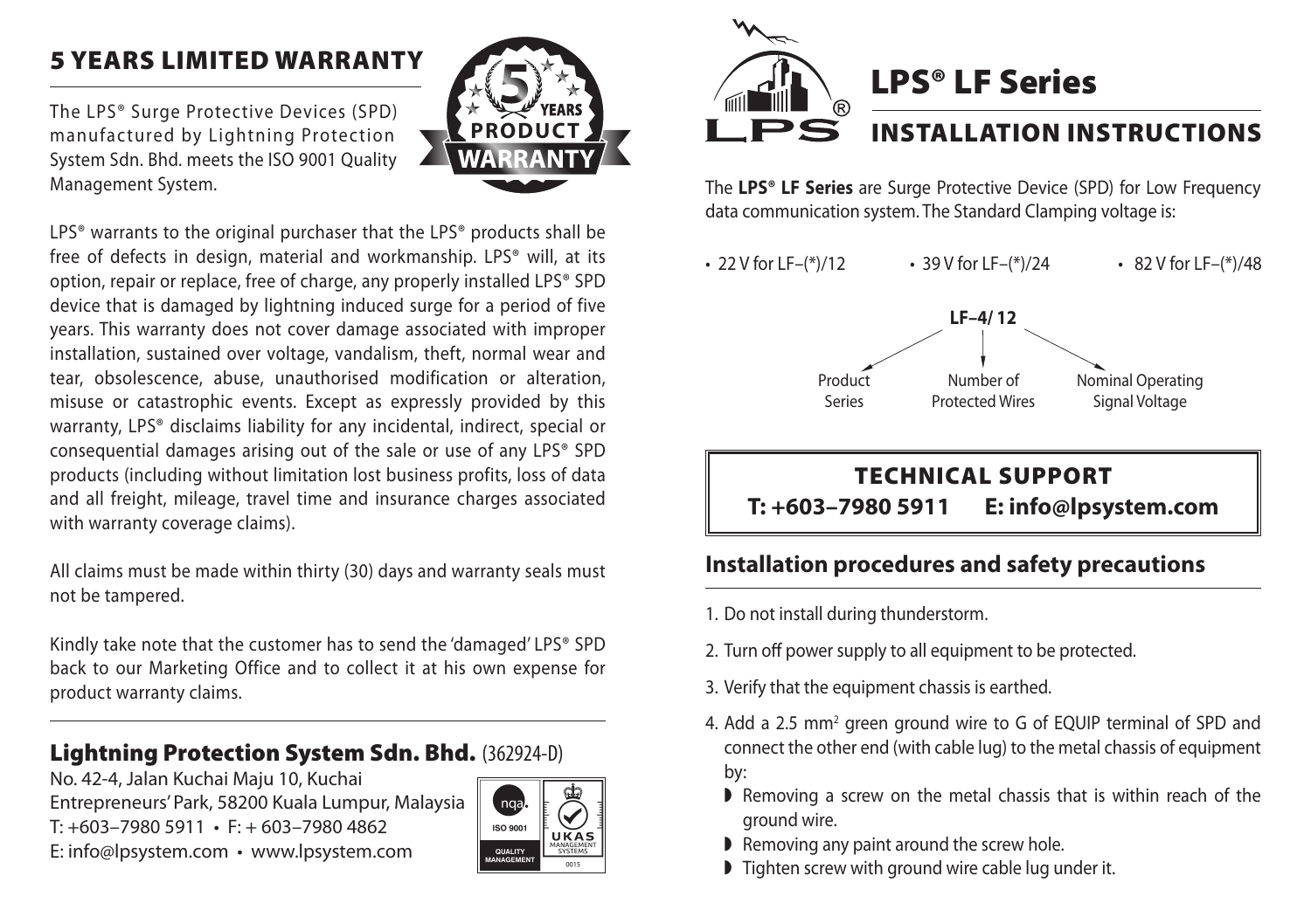## 5 YEARS LIMITED WARRANTY

The LPS® Surge Protective Devices (SPD) manufactured by Lightning Protection System Sdn. Bhd. meets the ISO 9001 Quality Management System.

LPS® warrants to the original purchaser that the LPS® products shall be free of defects in design, material and workmanship. LPS® will, at its option, repair or replace, free of charge, any properly installed LPS® SPD device that is damaged by lightning induced surge for a period of five years. This warranty does not cover damage associated with improper installation, sustained over voltage, vandalism, theft, normal wear and tear, obsolescence, abuse, unauthorised modification or alteration, misuse or catastrophic events. Except as expressly provided by this warranty, LPS® disclaims liability for any incidental, indirect, special or consequential damages arising out of the sale or use of any LPS® SPD products (including without limitation lost business profits, loss of data and all freight, mileage, travel time and insurance charges associated with warranty coverage claims).

All claims must be made within thirty (30) days and warranty seals must not be tampered.

Kindly take note that the customer has to send the 'damaged' LPS® SPD back to our Marketing Office and to collect it at his own expense for product warranty claims.

### Lightning Protection System Sdn. Bhd. (362924-D)

No. 42-4, Jalan Kuchai Maju 10, Kuchai Entrepreneurs' Park, 58200 Kuala Lumpur, Malaysia
T: +603–7980 5911 • F: + 603–7980 4862
E: info@lpsystem.com • www.lpsystem.com

# LPS® LF Series

## INSTALLATION INSTRUCTIONS

The **LPS® LF Series** are Surge Protective Device (SPD) for Low Frequency data communication system. The Standard Clamping voltage is:

- 22 V for LF–(*)/12
- 39 V for LF–(*)/24
- 82 V for LF–(*)/48

**LF–4/ 12**

- LF: Product Series
- 4: Number of Protected Wires
- 12: Nominal Operating Signal Voltage

### TECHNICAL SUPPORT

**T: +603–7980 5911 E: info@lpsystem.com**

### Installation procedures and safety precautions

1. Do not install during thunderstorm.
2. Turn off power supply to all equipment to be protected.
3. Verify that the equipment chassis is earthed.
4. Add a 2.5 mm² green ground wire to G of EQUIP terminal of SPD and connect the other end (with cable lug) to the metal chassis of equipment by:
   - Removing a screw on the metal chassis that is within reach of the ground wire.
   - Removing any paint around the screw hole.
   - Tighten screw with ground wire cable lug under it.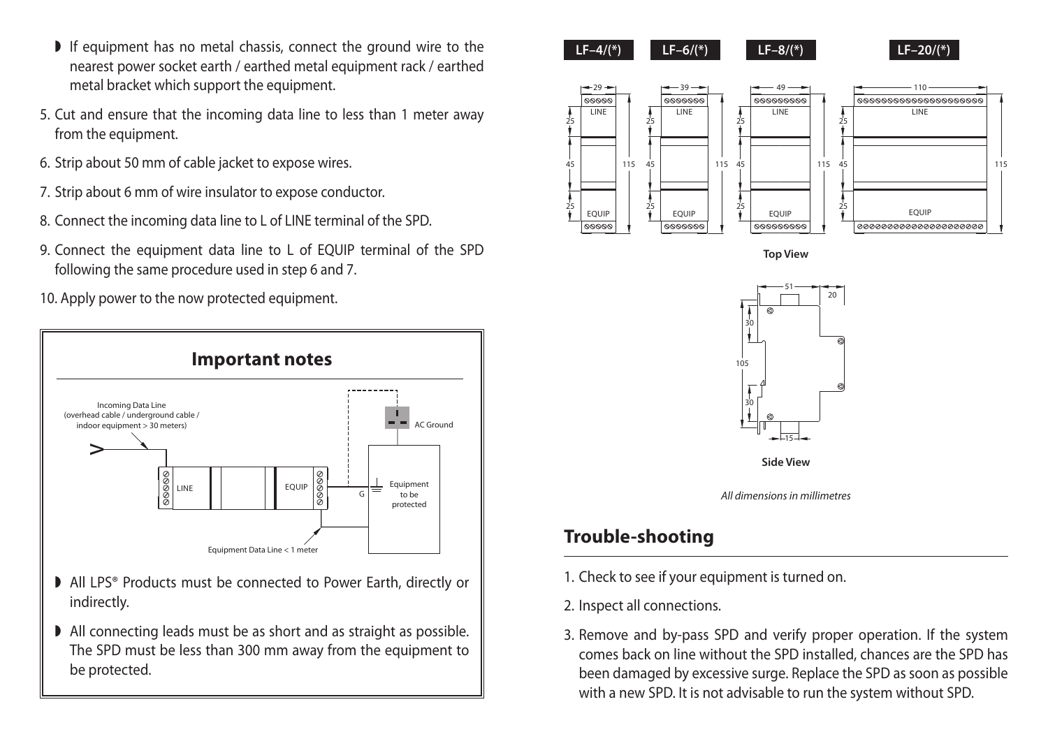- If equipment has no metal chassis, connect the ground wire to the nearest power socket earth / earthed metal equipment rack / earthed metal bracket which support the equipment.

5. Cut and ensure that the incoming data line to less than 1 meter away from the equipment.
6. Strip about 50 mm of cable jacket to expose wires.
7. Strip about 6 mm of wire insulator to expose conductor.
8. Connect the incoming data line to L of LINE terminal of the SPD.
9. Connect the equipment data line to L of EQUIP terminal of the SPD following the same procedure used in step 6 and 7.
10. Apply power to the now protected equipment.

## Important notes

Incoming Data Line (overhead cable / underground cable / indoor equipment > 30 meters)

LINE

EQUIP

AC Ground

G

Equipment to be protected

Equipment Data Line < 1 meter

- All LPS® Products must be connected to Power Earth, directly or indirectly.
- All connecting leads must be as short and as straight as possible. The SPD must be less than 300 mm away from the equipment to be protected.

LF–4/(*) LF–6/(*) LF–8/(*) LF–20/(*)

29 39 49 110

LINE

25 45 25 115

EQUIP

**Top View**

51 20

30 105 30

15

**Side View**

*All dimensions in millimetres*

## Trouble-shooting

1. Check to see if your equipment is turned on.
2. Inspect all connections.
3. Remove and by-pass SPD and verify proper operation. If the system comes back on line without the SPD installed, chances are the SPD has been damaged by excessive surge. Replace the SPD as soon as possible with a new SPD. It is not advisable to run the system without SPD.